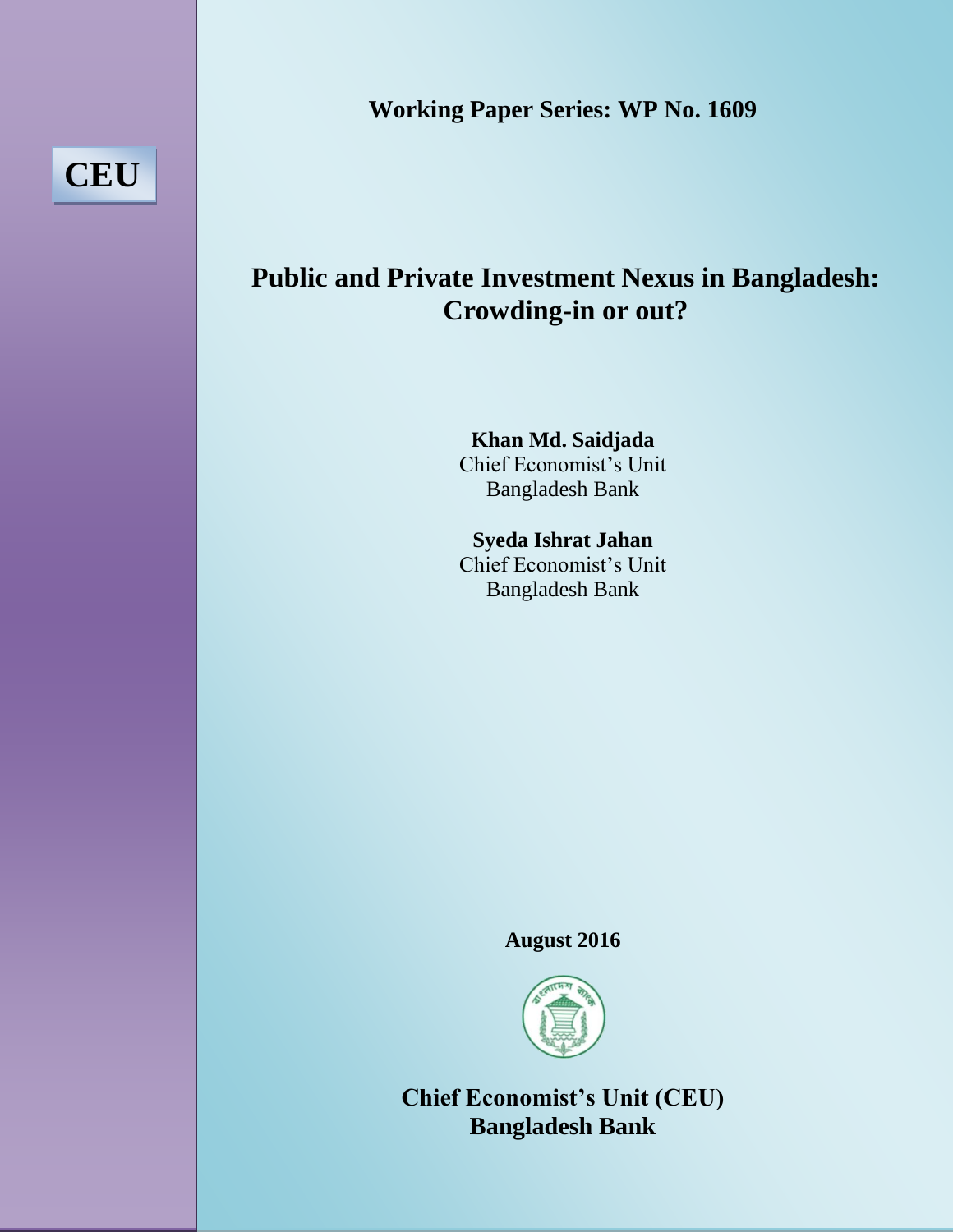**CEU**

**Working Paper Series: WP No. 1609**

# Public and Private Investment Nexus in Bangladesh: Crowding-in or out?

**Khan Md. Saidjada**
Chief Economist's Unit
Bangladesh Bank

**Syeda Ishrat Jahan**
Chief Economist's Unit
Bangladesh Bank

**August 2016**

**Chief Economist's Unit (CEU)**
**Bangladesh Bank**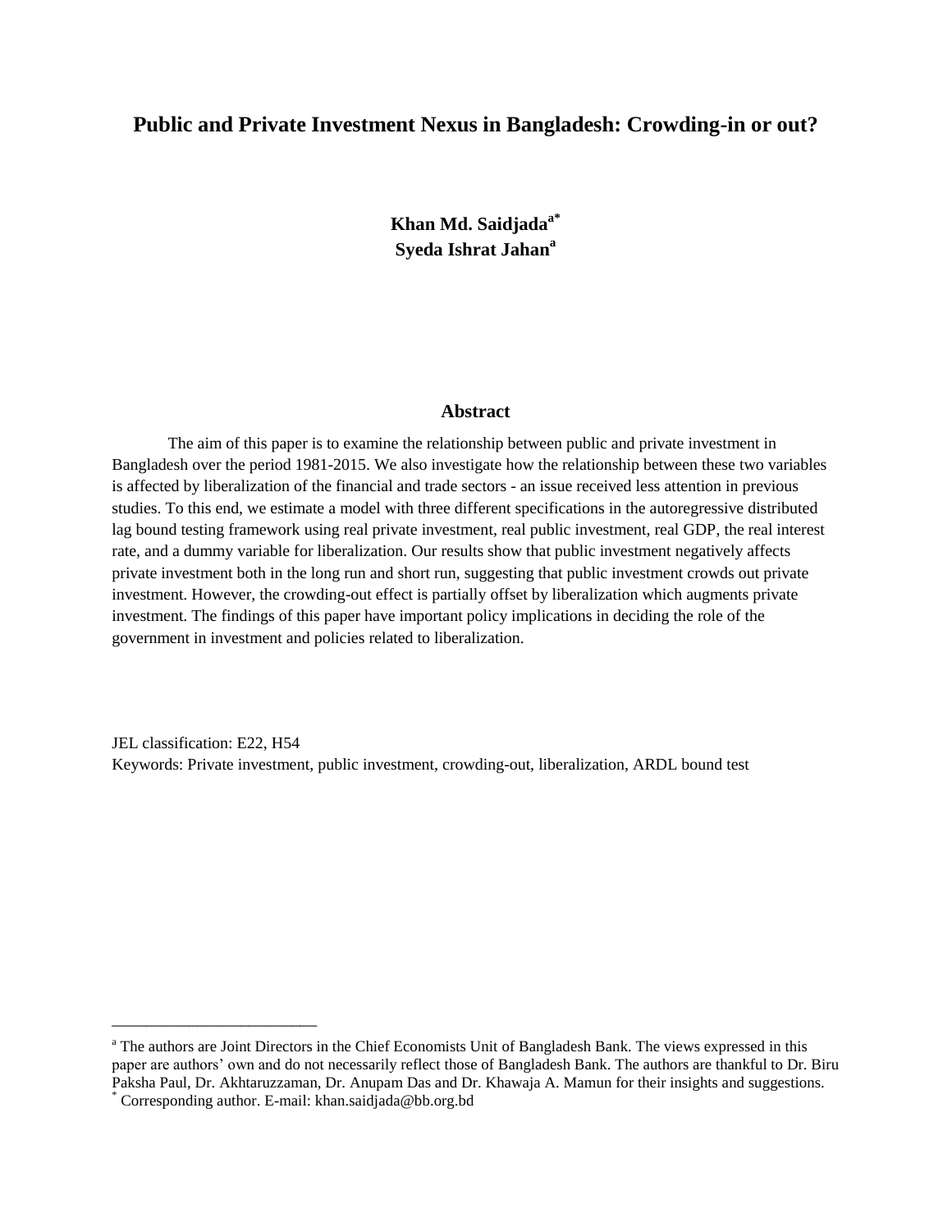# Public and Private Investment Nexus in Bangladesh: Crowding-in or out?

**Khan Md. Saidjada[a*]**
**Syeda Ishrat Jahan[a]**

## Abstract

The aim of this paper is to examine the relationship between public and private investment in Bangladesh over the period 1981-2015. We also investigate how the relationship between these two variables is affected by liberalization of the financial and trade sectors - an issue received less attention in previous studies. To this end, we estimate a model with three different specifications in the autoregressive distributed lag bound testing framework using real private investment, real public investment, real GDP, the real interest rate, and a dummy variable for liberalization. Our results show that public investment negatively affects private investment both in the long run and short run, suggesting that public investment crowds out private investment. However, the crowding-out effect is partially offset by liberalization which augments private investment. The findings of this paper have important policy implications in deciding the role of the government in investment and policies related to liberalization.

JEL classification: E22, H54
Keywords: Private investment, public investment, crowding-out, liberalization, ARDL bound test

---

[a] The authors are Joint Directors in the Chief Economists Unit of Bangladesh Bank. The views expressed in this paper are authors' own and do not necessarily reflect those of Bangladesh Bank. The authors are thankful to Dr. Biru Paksha Paul, Dr. Akhtaruzzaman, Dr. Anupam Das and Dr. Khawaja A. Mamun for their insights and suggestions.
[*] Corresponding author. E-mail: khan.saidjada@bb.org.bd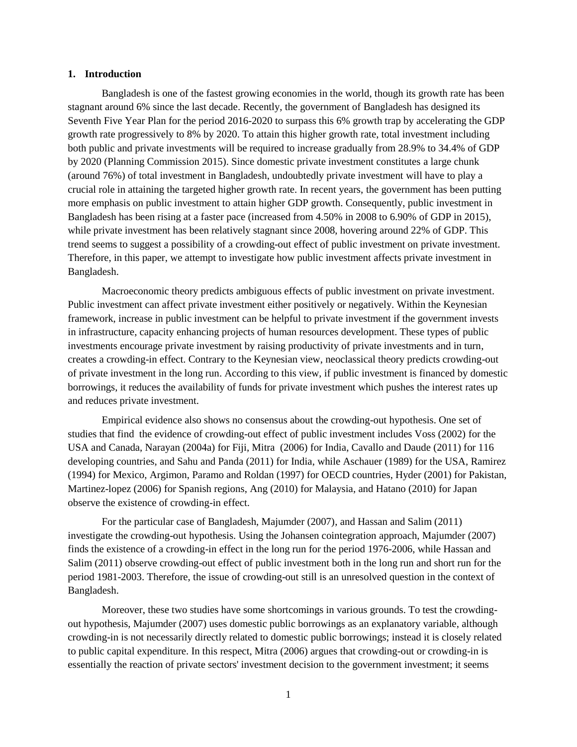## 1. Introduction

Bangladesh is one of the fastest growing economies in the world, though its growth rate has been stagnant around 6% since the last decade. Recently, the government of Bangladesh has designed its Seventh Five Year Plan for the period 2016-2020 to surpass this 6% growth trap by accelerating the GDP growth rate progressively to 8% by 2020. To attain this higher growth rate, total investment including both public and private investments will be required to increase gradually from 28.9% to 34.4% of GDP by 2020 (Planning Commission 2015). Since domestic private investment constitutes a large chunk (around 76%) of total investment in Bangladesh, undoubtedly private investment will have to play a crucial role in attaining the targeted higher growth rate. In recent years, the government has been putting more emphasis on public investment to attain higher GDP growth. Consequently, public investment in Bangladesh has been rising at a faster pace (increased from 4.50% in 2008 to 6.90% of GDP in 2015), while private investment has been relatively stagnant since 2008, hovering around 22% of GDP. This trend seems to suggest a possibility of a crowding-out effect of public investment on private investment. Therefore, in this paper, we attempt to investigate how public investment affects private investment in Bangladesh.

Macroeconomic theory predicts ambiguous effects of public investment on private investment. Public investment can affect private investment either positively or negatively. Within the Keynesian framework, increase in public investment can be helpful to private investment if the government invests in infrastructure, capacity enhancing projects of human resources development. These types of public investments encourage private investment by raising productivity of private investments and in turn, creates a crowding-in effect. Contrary to the Keynesian view, neoclassical theory predicts crowding-out of private investment in the long run. According to this view, if public investment is financed by domestic borrowings, it reduces the availability of funds for private investment which pushes the interest rates up and reduces private investment.

Empirical evidence also shows no consensus about the crowding-out hypothesis. One set of studies that find the evidence of crowding-out effect of public investment includes Voss (2002) for the USA and Canada, Narayan (2004a) for Fiji, Mitra (2006) for India, Cavallo and Daude (2011) for 116 developing countries, and Sahu and Panda (2011) for India, while Aschauer (1989) for the USA, Ramirez (1994) for Mexico, Argimon, Paramo and Roldan (1997) for OECD countries, Hyder (2001) for Pakistan, Martinez-lopez (2006) for Spanish regions, Ang (2010) for Malaysia, and Hatano (2010) for Japan observe the existence of crowding-in effect.

For the particular case of Bangladesh, Majumder (2007), and Hassan and Salim (2011) investigate the crowding-out hypothesis. Using the Johansen cointegration approach, Majumder (2007) finds the existence of a crowding-in effect in the long run for the period 1976-2006, while Hassan and Salim (2011) observe crowding-out effect of public investment both in the long run and short run for the period 1981-2003. Therefore, the issue of crowding-out still is an unresolved question in the context of Bangladesh.

Moreover, these two studies have some shortcomings in various grounds. To test the crowding-out hypothesis, Majumder (2007) uses domestic public borrowings as an explanatory variable, although crowding-in is not necessarily directly related to domestic public borrowings; instead it is closely related to public capital expenditure. In this respect, Mitra (2006) argues that crowding-out or crowding-in is essentially the reaction of private sectors' investment decision to the government investment; it seems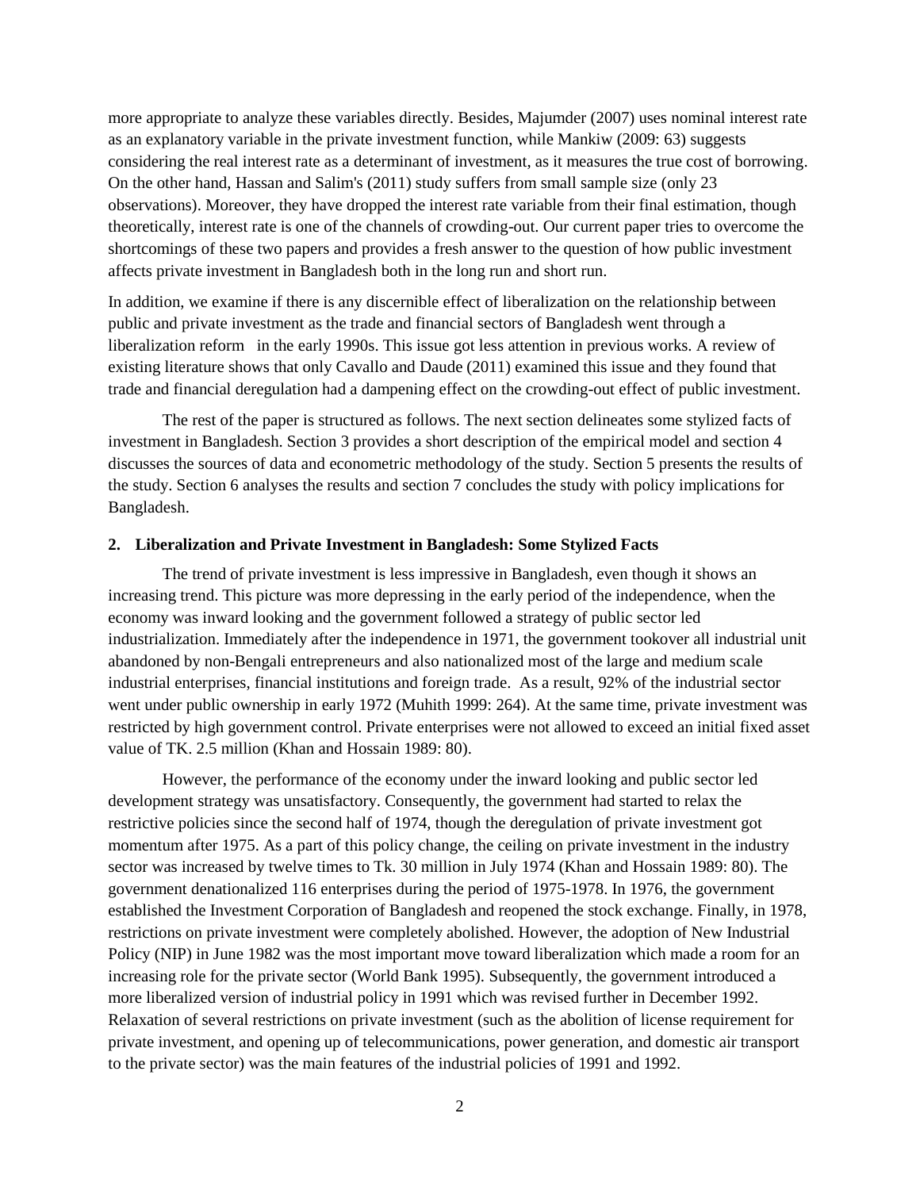more appropriate to analyze these variables directly. Besides, Majumder (2007) uses nominal interest rate as an explanatory variable in the private investment function, while Mankiw (2009: 63) suggests considering the real interest rate as a determinant of investment, as it measures the true cost of borrowing. On the other hand, Hassan and Salim's (2011) study suffers from small sample size (only 23 observations). Moreover, they have dropped the interest rate variable from their final estimation, though theoretically, interest rate is one of the channels of crowding-out. Our current paper tries to overcome the shortcomings of these two papers and provides a fresh answer to the question of how public investment affects private investment in Bangladesh both in the long run and short run.

In addition, we examine if there is any discernible effect of liberalization on the relationship between public and private investment as the trade and financial sectors of Bangladesh went through a liberalization reform in the early 1990s. This issue got less attention in previous works. A review of existing literature shows that only Cavallo and Daude (2011) examined this issue and they found that trade and financial deregulation had a dampening effect on the crowding-out effect of public investment.

The rest of the paper is structured as follows. The next section delineates some stylized facts of investment in Bangladesh. Section 3 provides a short description of the empirical model and section 4 discusses the sources of data and econometric methodology of the study. Section 5 presents the results of the study. Section 6 analyses the results and section 7 concludes the study with policy implications for Bangladesh.

## 2. Liberalization and Private Investment in Bangladesh: Some Stylized Facts

The trend of private investment is less impressive in Bangladesh, even though it shows an increasing trend. This picture was more depressing in the early period of the independence, when the economy was inward looking and the government followed a strategy of public sector led industrialization. Immediately after the independence in 1971, the government tookover all industrial unit abandoned by non-Bengali entrepreneurs and also nationalized most of the large and medium scale industrial enterprises, financial institutions and foreign trade. As a result, 92% of the industrial sector went under public ownership in early 1972 (Muhith 1999: 264). At the same time, private investment was restricted by high government control. Private enterprises were not allowed to exceed an initial fixed asset value of TK. 2.5 million (Khan and Hossain 1989: 80).

However, the performance of the economy under the inward looking and public sector led development strategy was unsatisfactory. Consequently, the government had started to relax the restrictive policies since the second half of 1974, though the deregulation of private investment got momentum after 1975. As a part of this policy change, the ceiling on private investment in the industry sector was increased by twelve times to Tk. 30 million in July 1974 (Khan and Hossain 1989: 80). The government denationalized 116 enterprises during the period of 1975-1978. In 1976, the government established the Investment Corporation of Bangladesh and reopened the stock exchange. Finally, in 1978, restrictions on private investment were completely abolished. However, the adoption of New Industrial Policy (NIP) in June 1982 was the most important move toward liberalization which made a room for an increasing role for the private sector (World Bank 1995). Subsequently, the government introduced a more liberalized version of industrial policy in 1991 which was revised further in December 1992. Relaxation of several restrictions on private investment (such as the abolition of license requirement for private investment, and opening up of telecommunications, power generation, and domestic air transport to the private sector) was the main features of the industrial policies of 1991 and 1992.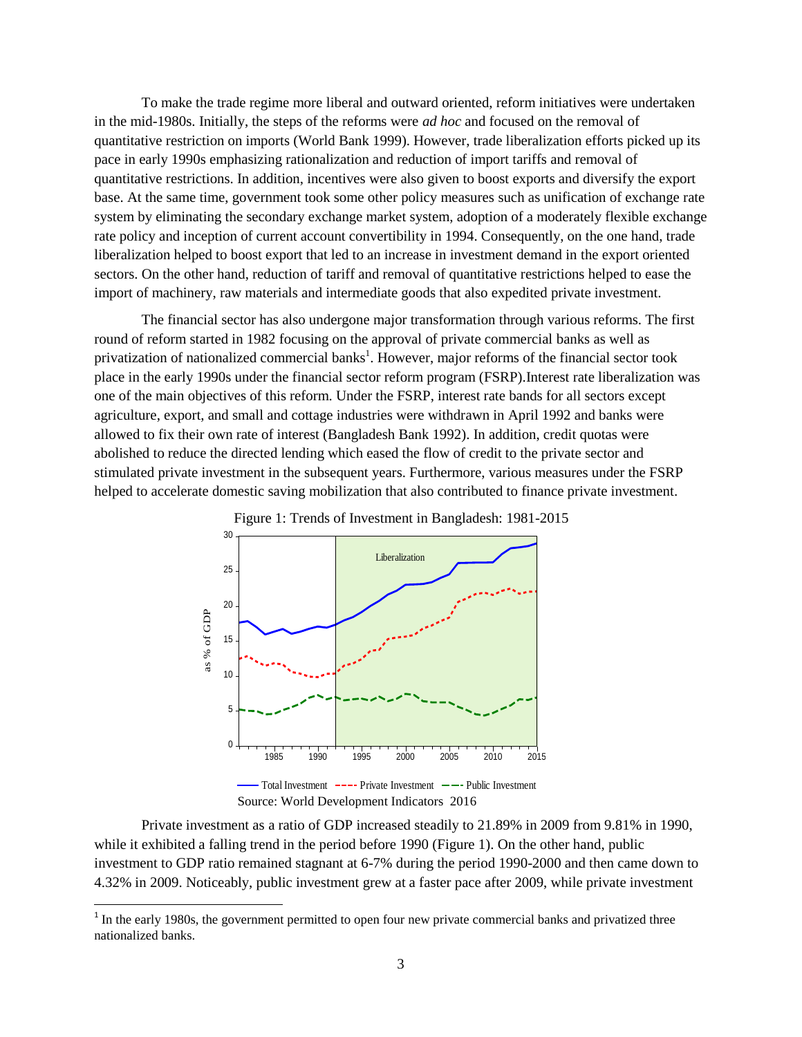To make the trade regime more liberal and outward oriented, reform initiatives were undertaken in the mid-1980s. Initially, the steps of the reforms were *ad hoc* and focused on the removal of quantitative restriction on imports (World Bank 1999). However, trade liberalization efforts picked up its pace in early 1990s emphasizing rationalization and reduction of import tariffs and removal of quantitative restrictions. In addition, incentives were also given to boost exports and diversify the export base. At the same time, government took some other policy measures such as unification of exchange rate system by eliminating the secondary exchange market system, adoption of a moderately flexible exchange rate policy and inception of current account convertibility in 1994. Consequently, on the one hand, trade liberalization helped to boost export that led to an increase in investment demand in the export oriented sectors. On the other hand, reduction of tariff and removal of quantitative restrictions helped to ease the import of machinery, raw materials and intermediate goods that also expedited private investment.

The financial sector has also undergone major transformation through various reforms. The first round of reform started in 1982 focusing on the approval of private commercial banks as well as privatization of nationalized commercial banks[1]. However, major reforms of the financial sector took place in the early 1990s under the financial sector reform program (FSRP).Interest rate liberalization was one of the main objectives of this reform. Under the FSRP, interest rate bands for all sectors except agriculture, export, and small and cottage industries were withdrawn in April 1992 and banks were allowed to fix their own rate of interest (Bangladesh Bank 1992). In addition, credit quotas were abolished to reduce the directed lending which eased the flow of credit to the private sector and stimulated private investment in the subsequent years. Furthermore, various measures under the FSRP helped to accelerate domestic saving mobilization that also contributed to finance private investment.

Figure 1: Trends of Investment in Bangladesh: 1981-2015

Source: World Development Indicators 2016

Private investment as a ratio of GDP increased steadily to 21.89% in 2009 from 9.81% in 1990, while it exhibited a falling trend in the period before 1990 (Figure 1). On the other hand, public investment to GDP ratio remained stagnant at 6-7% during the period 1990-2000 and then came down to 4.32% in 2009. Noticeably, public investment grew at a faster pace after 2009, while private investment

[1] In the early 1980s, the government permitted to open four new private commercial banks and privatized three nationalized banks.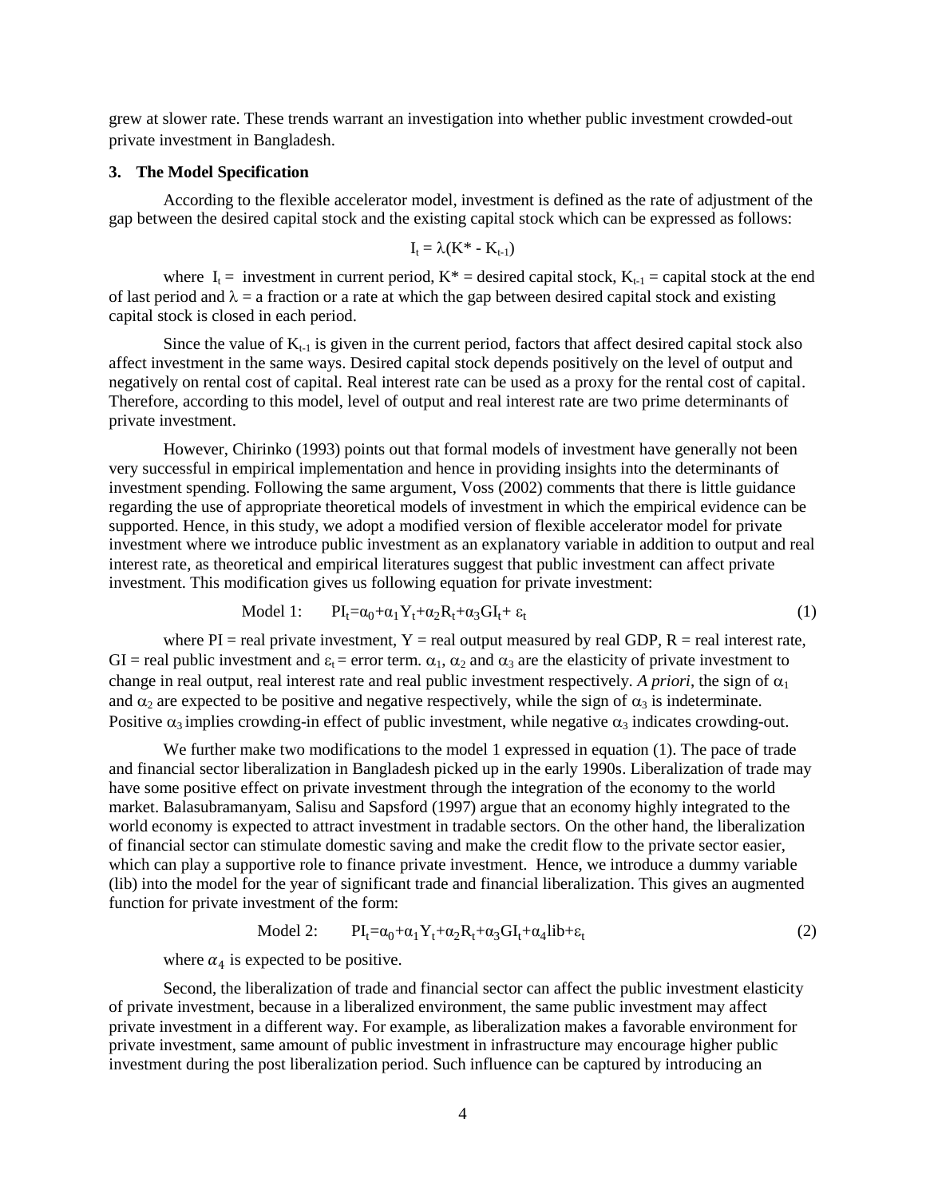grew at slower rate. These trends warrant an investigation into whether public investment crowded-out private investment in Bangladesh.

### 3. The Model Specification

According to the flexible accelerator model, investment is defined as the rate of adjustment of the gap between the desired capital stock and the existing capital stock which can be expressed as follows:

$$I_t = \lambda(K^* - K_{t-1})$$

where $I_t$ = investment in current period, $K^*$ = desired capital stock, $K_{t-1}$ = capital stock at the end of last period and $\lambda$ = a fraction or a rate at which the gap between desired capital stock and existing capital stock is closed in each period.

Since the value of $K_{t-1}$ is given in the current period, factors that affect desired capital stock also affect investment in the same ways. Desired capital stock depends positively on the level of output and negatively on rental cost of capital. Real interest rate can be used as a proxy for the rental cost of capital. Therefore, according to this model, level of output and real interest rate are two prime determinants of private investment.

However, Chirinko (1993) points out that formal models of investment have generally not been very successful in empirical implementation and hence in providing insights into the determinants of investment spending. Following the same argument, Voss (2002) comments that there is little guidance regarding the use of appropriate theoretical models of investment in which the empirical evidence can be supported. Hence, in this study, we adopt a modified version of flexible accelerator model for private investment where we introduce public investment as an explanatory variable in addition to output and real interest rate, as theoretical and empirical literatures suggest that public investment can affect private investment. This modification gives us following equation for private investment:

$$\text{Model 1:} \quad PI_t = \alpha_0 + \alpha_1 Y_t + \alpha_2 R_t + \alpha_3 GI_t + \varepsilon_t \tag{1}$$

where PI = real private investment, Y = real output measured by real GDP, R = real interest rate, GI = real public investment and $\varepsilon_t$ = error term. $\alpha_1$, $\alpha_2$ and $\alpha_3$ are the elasticity of private investment to change in real output, real interest rate and real public investment respectively. *A priori*, the sign of $\alpha_1$ and $\alpha_2$ are expected to be positive and negative respectively, while the sign of $\alpha_3$ is indeterminate. Positive $\alpha_3$ implies crowding-in effect of public investment, while negative $\alpha_3$ indicates crowding-out.

We further make two modifications to the model 1 expressed in equation (1). The pace of trade and financial sector liberalization in Bangladesh picked up in the early 1990s. Liberalization of trade may have some positive effect on private investment through the integration of the economy to the world market. Balasubramanyam, Salisu and Sapsford (1997) argue that an economy highly integrated to the world economy is expected to attract investment in tradable sectors. On the other hand, the liberalization of financial sector can stimulate domestic saving and make the credit flow to the private sector easier, which can play a supportive role to finance private investment. Hence, we introduce a dummy variable (lib) into the model for the year of significant trade and financial liberalization. This gives an augmented function for private investment of the form:

$$\text{Model 2:} \quad PI_t = \alpha_0 + \alpha_1 Y_t + \alpha_2 R_t + \alpha_3 GI_t + \alpha_4 lib + \varepsilon_t \tag{2}$$

where $\alpha_4$ is expected to be positive.

Second, the liberalization of trade and financial sector can affect the public investment elasticity of private investment, because in a liberalized environment, the same public investment may affect private investment in a different way. For example, as liberalization makes a favorable environment for private investment, same amount of public investment in infrastructure may encourage higher public investment during the post liberalization period. Such influence can be captured by introducing an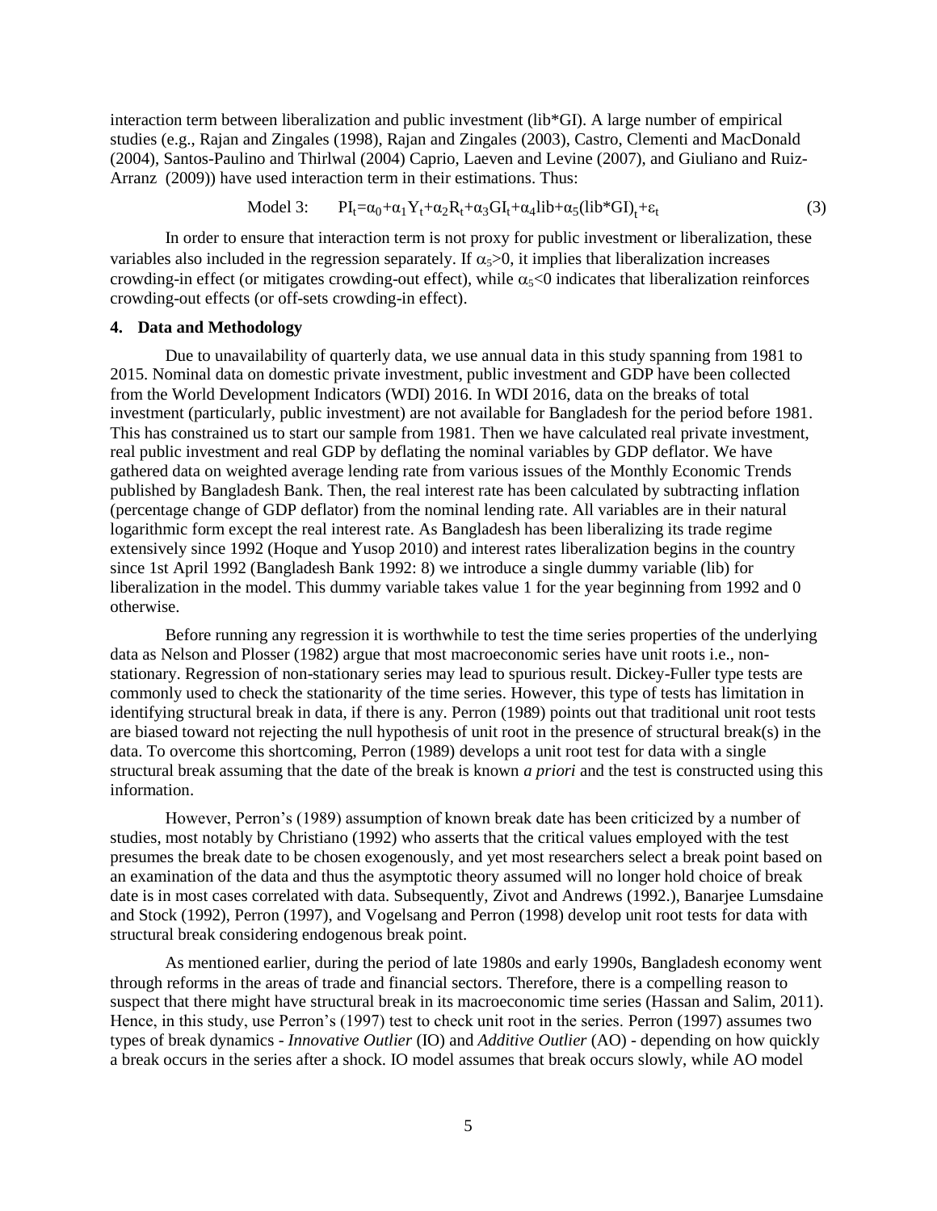interaction term between liberalization and public investment (lib*GI). A large number of empirical studies (e.g., Rajan and Zingales (1998), Rajan and Zingales (2003), Castro, Clementi and MacDonald (2004), Santos-Paulino and Thirlwal (2004) Caprio, Laeven and Levine (2007), and Giuliano and Ruiz-Arranz (2009)) have used interaction term in their estimations. Thus:

$$\text{Model 3:} \qquad PI_t=\alpha_0+\alpha_1 Y_t+\alpha_2 R_t+\alpha_3 GI_t+\alpha_4 lib+\alpha_5 (lib*GI)_t+\varepsilon_t \tag{3}$$

In order to ensure that interaction term is not proxy for public investment or liberalization, these variables also included in the regression separately. If $\alpha_5>0$, it implies that liberalization increases crowding-in effect (or mitigates crowding-out effect), while $\alpha_5<0$ indicates that liberalization reinforces crowding-out effects (or off-sets crowding-in effect).

## 4. Data and Methodology

Due to unavailability of quarterly data, we use annual data in this study spanning from 1981 to 2015. Nominal data on domestic private investment, public investment and GDP have been collected from the World Development Indicators (WDI) 2016. In WDI 2016, data on the breaks of total investment (particularly, public investment) are not available for Bangladesh for the period before 1981. This has constrained us to start our sample from 1981. Then we have calculated real private investment, real public investment and real GDP by deflating the nominal variables by GDP deflator. We have gathered data on weighted average lending rate from various issues of the Monthly Economic Trends published by Bangladesh Bank. Then, the real interest rate has been calculated by subtracting inflation (percentage change of GDP deflator) from the nominal lending rate. All variables are in their natural logarithmic form except the real interest rate. As Bangladesh has been liberalizing its trade regime extensively since 1992 (Hoque and Yusop 2010) and interest rates liberalization begins in the country since 1st April 1992 (Bangladesh Bank 1992: 8) we introduce a single dummy variable (lib) for liberalization in the model. This dummy variable takes value 1 for the year beginning from 1992 and 0 otherwise.

Before running any regression it is worthwhile to test the time series properties of the underlying data as Nelson and Plosser (1982) argue that most macroeconomic series have unit roots i.e., non-stationary. Regression of non-stationary series may lead to spurious result. Dickey-Fuller type tests are commonly used to check the stationarity of the time series. However, this type of tests has limitation in identifying structural break in data, if there is any. Perron (1989) points out that traditional unit root tests are biased toward not rejecting the null hypothesis of unit root in the presence of structural break(s) in the data. To overcome this shortcoming, Perron (1989) develops a unit root test for data with a single structural break assuming that the date of the break is known *a priori* and the test is constructed using this information.

However, Perron's (1989) assumption of known break date has been criticized by a number of studies, most notably by Christiano (1992) who asserts that the critical values employed with the test presumes the break date to be chosen exogenously, and yet most researchers select a break point based on an examination of the data and thus the asymptotic theory assumed will no longer hold choice of break date is in most cases correlated with data. Subsequently, Zivot and Andrews (1992.), Banarjee Lumsdaine and Stock (1992), Perron (1997), and Vogelsang and Perron (1998) develop unit root tests for data with structural break considering endogenous break point.

As mentioned earlier, during the period of late 1980s and early 1990s, Bangladesh economy went through reforms in the areas of trade and financial sectors. Therefore, there is a compelling reason to suspect that there might have structural break in its macroeconomic time series (Hassan and Salim, 2011). Hence, in this study, use Perron's (1997) test to check unit root in the series. Perron (1997) assumes two types of break dynamics - *Innovative Outlier* (IO) and *Additive Outlier* (AO) - depending on how quickly a break occurs in the series after a shock. IO model assumes that break occurs slowly, while AO model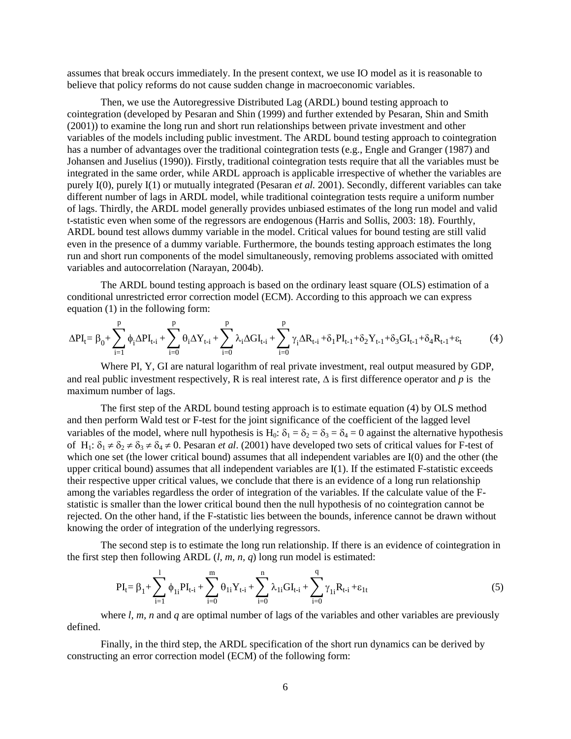assumes that break occurs immediately. In the present context, we use IO model as it is reasonable to believe that policy reforms do not cause sudden change in macroeconomic variables.

Then, we use the Autoregressive Distributed Lag (ARDL) bound testing approach to cointegration (developed by Pesaran and Shin (1999) and further extended by Pesaran, Shin and Smith (2001)) to examine the long run and short run relationships between private investment and other variables of the models including public investment. The ARDL bound testing approach to cointegration has a number of advantages over the traditional cointegration tests (e.g., Engle and Granger (1987) and Johansen and Juselius (1990)). Firstly, traditional cointegration tests require that all the variables must be integrated in the same order, while ARDL approach is applicable irrespective of whether the variables are purely I(0), purely I(1) or mutually integrated (Pesaran *et al.* 2001). Secondly, different variables can take different number of lags in ARDL model, while traditional cointegration tests require a uniform number of lags. Thirdly, the ARDL model generally provides unbiased estimates of the long run model and valid t-statistic even when some of the regressors are endogenous (Harris and Sollis, 2003: 18). Fourthly, ARDL bound test allows dummy variable in the model. Critical values for bound testing are still valid even in the presence of a dummy variable. Furthermore, the bounds testing approach estimates the long run and short run components of the model simultaneously, removing problems associated with omitted variables and autocorrelation (Narayan, 2004b).

The ARDL bound testing approach is based on the ordinary least square (OLS) estimation of a conditional unrestricted error correction model (ECM). According to this approach we can express equation (1) in the following form:

$$\Delta PI_t = \beta_0 + \sum_{i=1}^{p} \phi_i \Delta PI_{t-i} + \sum_{i=0}^{p} \theta_i \Delta Y_{t-i} + \sum_{i=0}^{p} \lambda_i \Delta GI_{t-i} + \sum_{i=0}^{p} \gamma_i \Delta R_{t-i} + \delta_1 PI_{t-1} + \delta_2 Y_{t-1} + \delta_3 GI_{t-1} + \delta_4 R_{t-1} + \varepsilon_t \quad (4)$$

Where PI, Y, GI are natural logarithm of real private investment, real output measured by GDP, and real public investment respectively, R is real interest rate, $\Delta$ is first difference operator and $p$ is the maximum number of lags.

The first step of the ARDL bound testing approach is to estimate equation (4) by OLS method and then perform Wald test or F-test for the joint significance of the coefficient of the lagged level variables of the model, where null hypothesis is $H_0$: $\delta_1 = \delta_2 = \delta_3 = \delta_4 = 0$ against the alternative hypothesis of $H_1$: $\delta_1 \neq \delta_2 \neq \delta_3 \neq \delta_4 \neq 0$. Pesaran *et al*. (2001) have developed two sets of critical values for F-test of which one set (the lower critical bound) assumes that all independent variables are I(0) and the other (the upper critical bound) assumes that all independent variables are I(1). If the estimated F-statistic exceeds their respective upper critical values, we conclude that there is an evidence of a long run relationship among the variables regardless the order of integration of the variables. If the calculate value of the F-statistic is smaller than the lower critical bound then the null hypothesis of no cointegration cannot be rejected. On the other hand, if the F-statistic lies between the bounds, inference cannot be drawn without knowing the order of integration of the underlying regressors.

The second step is to estimate the long run relationship. If there is an evidence of cointegration in the first step then following ARDL (*l, m, n, q*) long run model is estimated:

$$PI_t = \beta_1 + \sum_{i=1}^{l} \phi_{1i} PI_{t-i} + \sum_{i=0}^{m} \theta_{1i} Y_{t-i} + \sum_{i=0}^{n} \lambda_{1i} GI_{t-i} + \sum_{i=0}^{q} \gamma_{1i} R_{t-i} + \varepsilon_{1t} \quad (5)$$

where *l, m, n* and *q* are optimal number of lags of the variables and other variables are previously defined.

Finally, in the third step, the ARDL specification of the short run dynamics can be derived by constructing an error correction model (ECM) of the following form: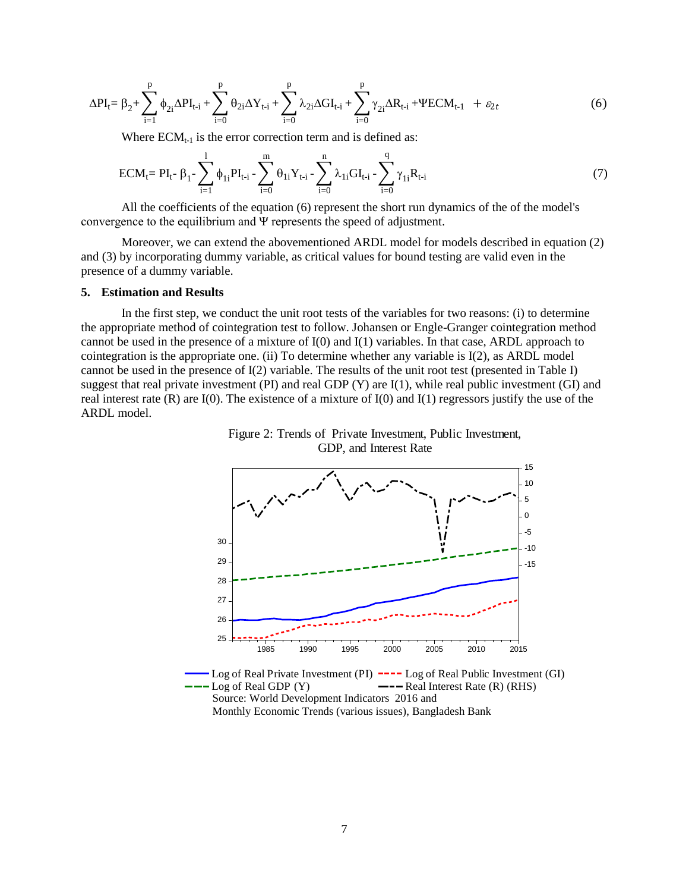$$\Delta PI_t = \beta_2 + \sum_{i=1}^{p} \phi_{2i} \Delta PI_{t-i} + \sum_{i=0}^{p} \theta_{2i} \Delta Y_{t-i} + \sum_{i=0}^{p} \lambda_{2i} \Delta GI_{t-i} + \sum_{i=0}^{p} \gamma_{2i} \Delta R_{t-i} + \Psi ECM_{t-1} + \varepsilon_{2t} \quad (6)$$

Where $ECM_{t-1}$ is the error correction term and is defined as:

$$ECM_t = PI_t - \beta_1 - \sum_{i=1}^{l} \phi_{1i} PI_{t-i} - \sum_{i=0}^{m} \theta_{1i} Y_{t-i} - \sum_{i=0}^{n} \lambda_{1i} GI_{t-i} - \sum_{i=0}^{q} \gamma_{1i} R_{t-i} \quad (7)$$

All the coefficients of the equation (6) represent the short run dynamics of the of the model's convergence to the equilibrium and $\Psi$ represents the speed of adjustment.

Moreover, we can extend the abovementioned ARDL model for models described in equation (2) and (3) by incorporating dummy variable, as critical values for bound testing are valid even in the presence of a dummy variable.

## 5. Estimation and Results

In the first step, we conduct the unit root tests of the variables for two reasons: (i) to determine the appropriate method of cointegration test to follow. Johansen or Engle-Granger cointegration method cannot be used in the presence of a mixture of I(0) and I(1) variables. In that case, ARDL approach to cointegration is the appropriate one. (ii) To determine whether any variable is I(2), as ARDL model cannot be used in the presence of I(2) variable. The results of the unit root test (presented in Table I) suggest that real private investment (PI) and real GDP (Y) are I(1), while real public investment (GI) and real interest rate (R) are I(0). The existence of a mixture of I(0) and I(1) regressors justify the use of the ARDL model.

Figure 2: Trends of Private Investment, Public Investment, GDP, and Interest Rate

Log of Real Private Investment (PI), Log of Real Public Investment (GI), Log of Real GDP (Y), Real Interest Rate (R) (RHS)

Source: World Development Indicators 2016 and Monthly Economic Trends (various issues), Bangladesh Bank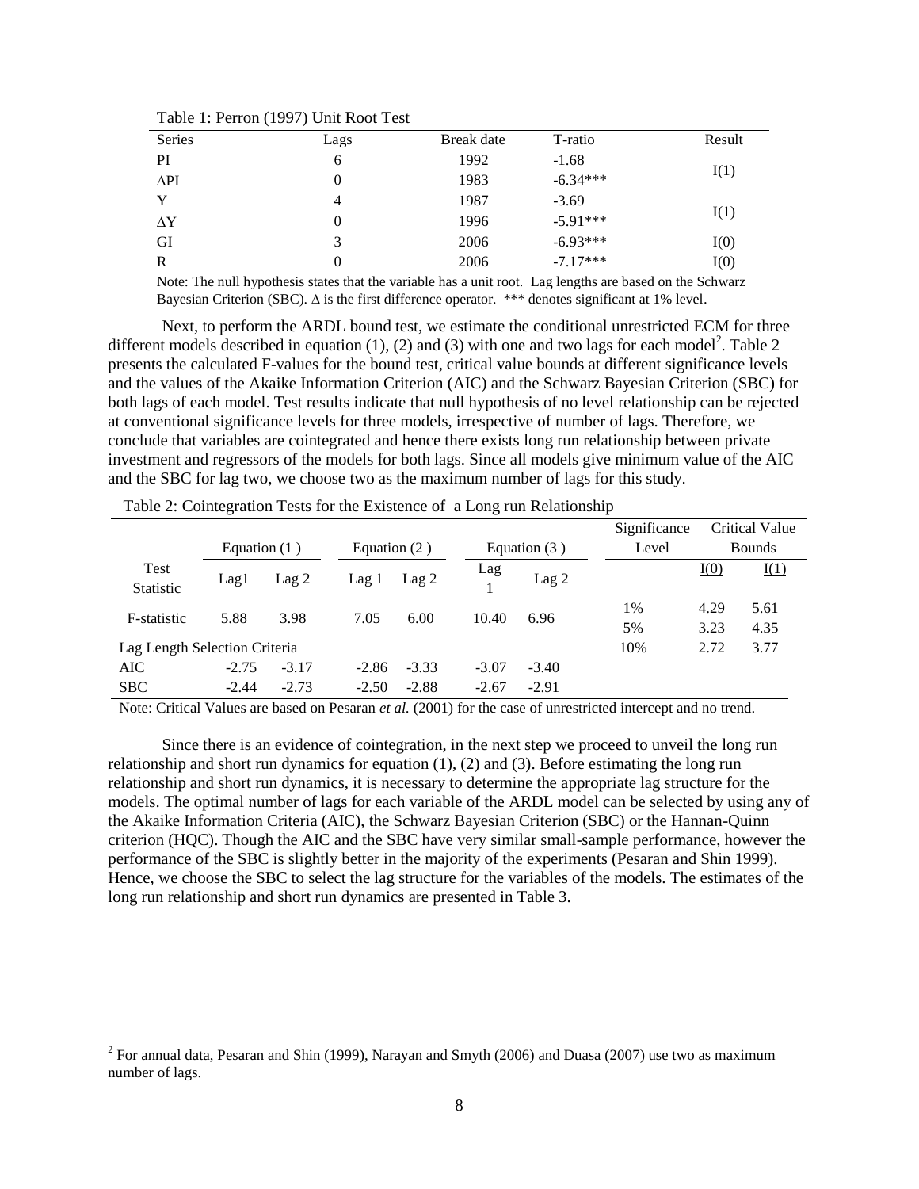Table 1: Perron (1997) Unit Root Test

| Series | Lags | Break date | T-ratio | Result |
|---|---|---|---|---|
| PI | 6 | 1992 | -1.68 | I(1) |
| ΔPI | 0 | 1983 | -6.34*** | |
| Y | 4 | 1987 | -3.69 | I(1) |
| ΔY | 0 | 1996 | -5.91*** | |
| GI | 3 | 2006 | -6.93*** | I(0) |
| R | 0 | 2006 | -7.17*** | I(0) |

Note: The null hypothesis states that the variable has a unit root. Lag lengths are based on the Schwarz Bayesian Criterion (SBC). Δ is the first difference operator. *** denotes significant at 1% level.

Next, to perform the ARDL bound test, we estimate the conditional unrestricted ECM for three different models described in equation (1), (2) and (3) with one and two lags for each model[2]. Table 2 presents the calculated F-values for the bound test, critical value bounds at different significance levels and the values of the Akaike Information Criterion (AIC) and the Schwarz Bayesian Criterion (SBC) for both lags of each model. Test results indicate that null hypothesis of no level relationship can be rejected at conventional significance levels for three models, irrespective of number of lags. Therefore, we conclude that variables are cointegrated and hence there exists long run relationship between private investment and regressors of the models for both lags. Since all models give minimum value of the AIC and the SBC for lag two, we choose two as the maximum number of lags for this study.

Table 2: Cointegration Tests for the Existence of a Long run Relationship

| | Equation (1) | | Equation (2) | | Equation (3) | | Significance Level | Critical Value Bounds | |
|---|---|---|---|---|---|---|---|---|---|
| Test Statistic | Lag1 | Lag 2 | Lag 1 | Lag 2 | Lag 1 | Lag 2 | | I(0) | I(1) |
| F-statistic | 5.88 | 3.98 | 7.05 | 6.00 | 10.40 | 6.96 | 1% | 4.29 | 5.61 |
| | | | | | | | 5% | 3.23 | 4.35 |
| Lag Length Selection Criteria | | | | | | | 10% | 2.72 | 3.77 |
| AIC | -2.75 | -3.17 | -2.86 | -3.33 | -3.07 | -3.40 | | | |
| SBC | -2.44 | -2.73 | -2.50 | -2.88 | -2.67 | -2.91 | | | |

Note: Critical Values are based on Pesaran *et al.* (2001) for the case of unrestricted intercept and no trend.

Since there is an evidence of cointegration, in the next step we proceed to unveil the long run relationship and short run dynamics for equation (1), (2) and (3). Before estimating the long run relationship and short run dynamics, it is necessary to determine the appropriate lag structure for the models. The optimal number of lags for each variable of the ARDL model can be selected by using any of the Akaike Information Criteria (AIC), the Schwarz Bayesian Criterion (SBC) or the Hannan-Quinn criterion (HQC). Though the AIC and the SBC have very similar small-sample performance, however the performance of the SBC is slightly better in the majority of the experiments (Pesaran and Shin 1999). Hence, we choose the SBC to select the lag structure for the variables of the models. The estimates of the long run relationship and short run dynamics are presented in Table 3.

[2] For annual data, Pesaran and Shin (1999), Narayan and Smyth (2006) and Duasa (2007) use two as maximum number of lags.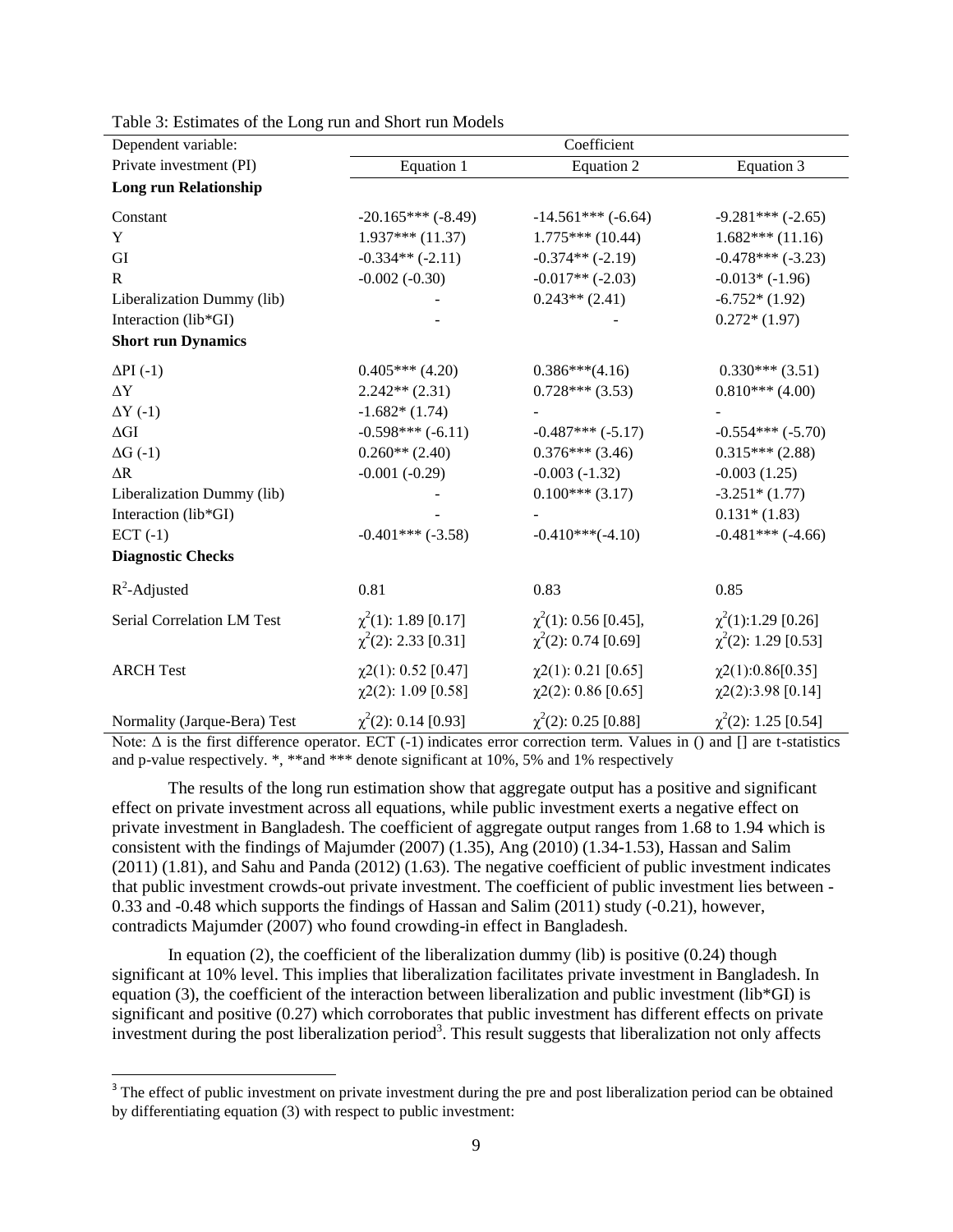Table 3: Estimates of the Long run and Short run Models

| Dependent variable: | Coefficient | | |
|---|---|---|---|
| Private investment (PI) | Equation 1 | Equation 2 | Equation 3 |
| **Long run Relationship** | | | |
| Constant | -20.165*** (-8.49) | -14.561*** (-6.64) | -9.281*** (-2.65) |
| Y | 1.937*** (11.37) | 1.775*** (10.44) | 1.682*** (11.16) |
| GI | -0.334** (-2.11) | -0.374** (-2.19) | -0.478*** (-3.23) |
| R | -0.002 (-0.30) | -0.017** (-2.03) | -0.013* (-1.96) |
| Liberalization Dummy (lib) | - | 0.243** (2.41) | -6.752* (1.92) |
| Interaction (lib*GI) | - | - | 0.272* (1.97) |
| **Short run Dynamics** | | | |
| $\Delta$PI (-1) | 0.405*** (4.20) | 0.386***(4.16) | 0.330*** (3.51) |
| $\Delta$Y | 2.242** (2.31) | 0.728*** (3.53) | 0.810*** (4.00) |
| $\Delta$Y (-1) | -1.682* (1.74) | - | - |
| $\Delta$GI | -0.598*** (-6.11) | -0.487*** (-5.17) | -0.554*** (-5.70) |
| $\Delta$G (-1) | 0.260** (2.40) | 0.376*** (3.46) | 0.315*** (2.88) |
| $\Delta$R | -0.001 (-0.29) | -0.003 (-1.32) | -0.003 (1.25) |
| Liberalization Dummy (lib) | - | 0.100*** (3.17) | -3.251* (1.77) |
| Interaction (lib*GI) | - | - | 0.131* (1.83) |
| ECT (-1) | -0.401*** (-3.58) | -0.410***(-4.10) | -0.481*** (-4.66) |
| **Diagnostic Checks** | | | |
| $R^2$-Adjusted | 0.81 | 0.83 | 0.85 |
| Serial Correlation LM Test | $\chi^2$(1): 1.89 [0.17] $\chi^2$(2): 2.33 [0.31] | $\chi^2$(1): 0.56 [0.45], $\chi^2$(2): 0.74 [0.69] | $\chi^2$(1):1.29 [0.26] $\chi^2$(2): 1.29 [0.53] |
| ARCH Test | $\chi$2(1): 0.52 [0.47] $\chi$2(2): 1.09 [0.58] | $\chi$2(1): 0.21 [0.65] $\chi$2(2): 0.86 [0.65] | $\chi$2(1):0.86[0.35] $\chi$2(2):3.98 [0.14] |
| Normality (Jarque-Bera) Test | $\chi^2$(2): 0.14 [0.93] | $\chi^2$(2): 0.25 [0.88] | $\chi^2$(2): 1.25 [0.54] |

Note: $\Delta$ is the first difference operator. ECT (-1) indicates error correction term. Values in () and [] are t-statistics and p-value respectively. *, **and *** denote significant at 10%, 5% and 1% respectively

The results of the long run estimation show that aggregate output has a positive and significant effect on private investment across all equations, while public investment exerts a negative effect on private investment in Bangladesh. The coefficient of aggregate output ranges from 1.68 to 1.94 which is consistent with the findings of Majumder (2007) (1.35), Ang (2010) (1.34-1.53), Hassan and Salim (2011) (1.81), and Sahu and Panda (2012) (1.63). The negative coefficient of public investment indicates that public investment crowds-out private investment. The coefficient of public investment lies between -0.33 and -0.48 which supports the findings of Hassan and Salim (2011) study (-0.21), however, contradicts Majumder (2007) who found crowding-in effect in Bangladesh.

In equation (2), the coefficient of the liberalization dummy (lib) is positive (0.24) though significant at 10% level. This implies that liberalization facilitates private investment in Bangladesh. In equation (3), the coefficient of the interaction between liberalization and public investment (lib*GI) is significant and positive (0.27) which corroborates that public investment has different effects on private investment during the post liberalization period[3]. This result suggests that liberalization not only affects

[3] The effect of public investment on private investment during the pre and post liberalization period can be obtained by differentiating equation (3) with respect to public investment: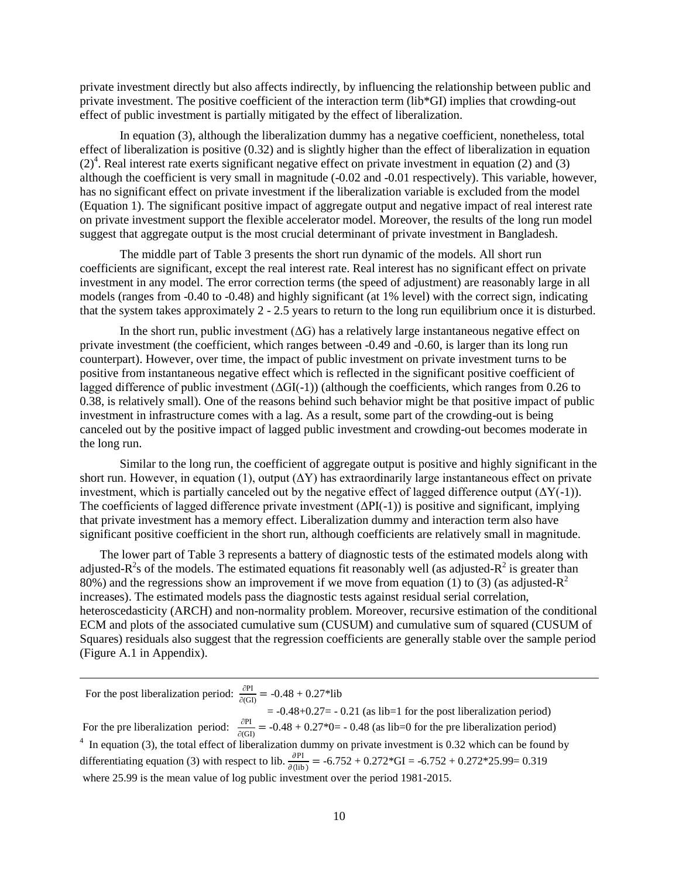private investment directly but also affects indirectly, by influencing the relationship between public and private investment. The positive coefficient of the interaction term (lib*GI) implies that crowding-out effect of public investment is partially mitigated by the effect of liberalization.

In equation (3), although the liberalization dummy has a negative coefficient, nonetheless, total effect of liberalization is positive (0.32) and is slightly higher than the effect of liberalization in equation (2)[4]. Real interest rate exerts significant negative effect on private investment in equation (2) and (3) although the coefficient is very small in magnitude (-0.02 and -0.01 respectively). This variable, however, has no significant effect on private investment if the liberalization variable is excluded from the model (Equation 1). The significant positive impact of aggregate output and negative impact of real interest rate on private investment support the flexible accelerator model. Moreover, the results of the long run model suggest that aggregate output is the most crucial determinant of private investment in Bangladesh.

The middle part of Table 3 presents the short run dynamic of the models. All short run coefficients are significant, except the real interest rate. Real interest has no significant effect on private investment in any model. The error correction terms (the speed of adjustment) are reasonably large in all models (ranges from -0.40 to -0.48) and highly significant (at 1% level) with the correct sign, indicating that the system takes approximately 2 - 2.5 years to return to the long run equilibrium once it is disturbed.

In the short run, public investment ($\Delta$G) has a relatively large instantaneous negative effect on private investment (the coefficient, which ranges between -0.49 and -0.60, is larger than its long run counterpart). However, over time, the impact of public investment on private investment turns to be positive from instantaneous negative effect which is reflected in the significant positive coefficient of lagged difference of public investment ($\Delta$GI(-1)) (although the coefficients, which ranges from 0.26 to 0.38, is relatively small). One of the reasons behind such behavior might be that positive impact of public investment in infrastructure comes with a lag. As a result, some part of the crowding-out is being canceled out by the positive impact of lagged public investment and crowding-out becomes moderate in the long run.

Similar to the long run, the coefficient of aggregate output is positive and highly significant in the short run. However, in equation (1), output ($\Delta$Y) has extraordinarily large instantaneous effect on private investment, which is partially canceled out by the negative effect of lagged difference output ($\Delta$Y(-1)). The coefficients of lagged difference private investment ($\Delta$PI(-1)) is positive and significant, implying that private investment has a memory effect. Liberalization dummy and interaction term also have significant positive coefficient in the short run, although coefficients are relatively small in magnitude.

The lower part of Table 3 represents a battery of diagnostic tests of the estimated models along with adjusted-$R^2$s of the models. The estimated equations fit reasonably well (as adjusted-$R^2$ is greater than 80%) and the regressions show an improvement if we move from equation (1) to (3) (as adjusted-$R^2$ increases). The estimated models pass the diagnostic tests against residual serial correlation, heteroscedasticity (ARCH) and non-normality problem. Moreover, recursive estimation of the conditional ECM and plots of the associated cumulative sum (CUSUM) and cumulative sum of squared (CUSUM of Squares) residuals also suggest that the regression coefficients are generally stable over the sample period (Figure A.1 in Appendix).

---

For the post liberalization period: $\frac{\partial \text{PI}}{\partial (\text{GI})} = -0.48 + 0.27*\text{lib}$

$= -0.48+0.27= -0.21$ (as lib=1 for the post liberalization period)

For the pre liberalization period: $\frac{\partial \text{PI}}{\partial (\text{GI})} = -0.48 + 0.27*0 = -0.48$ (as lib=0 for the pre liberalization period)

[4] In equation (3), the total effect of liberalization dummy on private investment is 0.32 which can be found by differentiating equation (3) with respect to lib. $\frac{\partial \text{PI}}{\partial (\text{lib})} = -6.752 + 0.272*\text{GI} = -6.752 + 0.272*25.99 = 0.319$ where 25.99 is the mean value of log public investment over the period 1981-2015.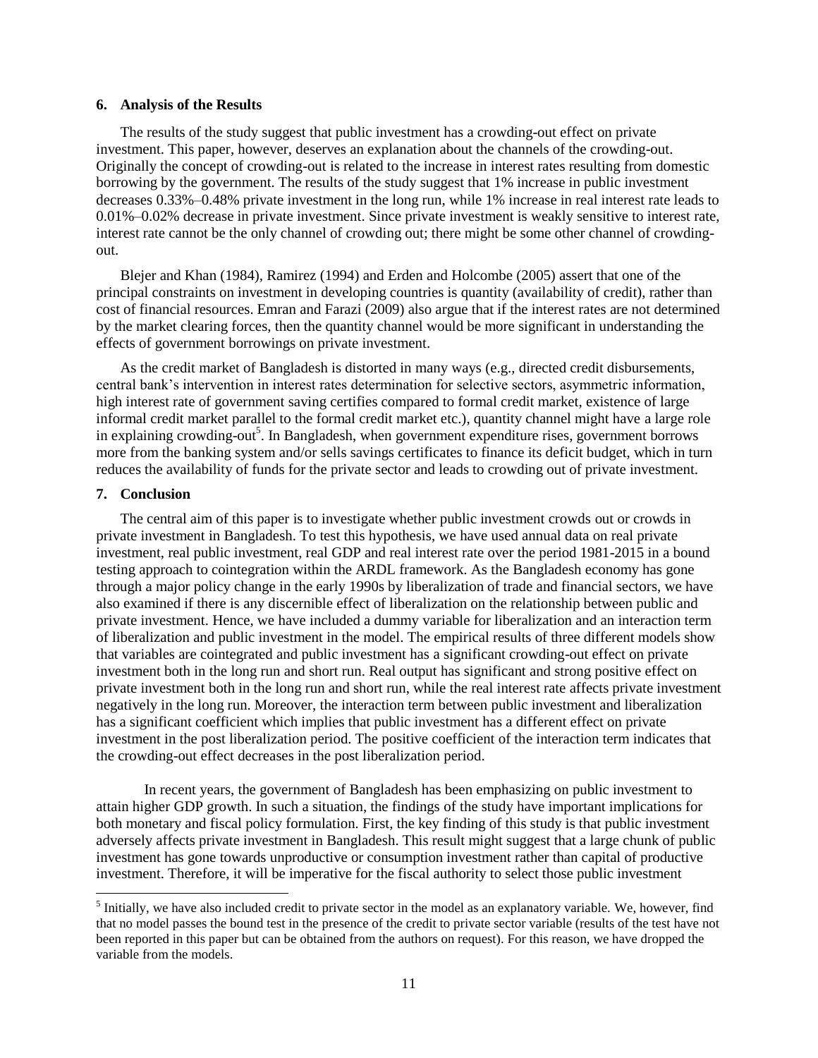## 6. Analysis of the Results

The results of the study suggest that public investment has a crowding-out effect on private investment. This paper, however, deserves an explanation about the channels of the crowding-out. Originally the concept of crowding-out is related to the increase in interest rates resulting from domestic borrowing by the government. The results of the study suggest that 1% increase in public investment decreases 0.33%–0.48% private investment in the long run, while 1% increase in real interest rate leads to 0.01%–0.02% decrease in private investment. Since private investment is weakly sensitive to interest rate, interest rate cannot be the only channel of crowding out; there might be some other channel of crowding-out.

Blejer and Khan (1984), Ramirez (1994) and Erden and Holcombe (2005) assert that one of the principal constraints on investment in developing countries is quantity (availability of credit), rather than cost of financial resources. Emran and Farazi (2009) also argue that if the interest rates are not determined by the market clearing forces, then the quantity channel would be more significant in understanding the effects of government borrowings on private investment.

As the credit market of Bangladesh is distorted in many ways (e.g., directed credit disbursements, central bank's intervention in interest rates determination for selective sectors, asymmetric information, high interest rate of government saving certifies compared to formal credit market, existence of large informal credit market parallel to the formal credit market etc.), quantity channel might have a large role in explaining crowding-out[5]. In Bangladesh, when government expenditure rises, government borrows more from the banking system and/or sells savings certificates to finance its deficit budget, which in turn reduces the availability of funds for the private sector and leads to crowding out of private investment.

## 7. Conclusion

The central aim of this paper is to investigate whether public investment crowds out or crowds in private investment in Bangladesh. To test this hypothesis, we have used annual data on real private investment, real public investment, real GDP and real interest rate over the period 1981-2015 in a bound testing approach to cointegration within the ARDL framework. As the Bangladesh economy has gone through a major policy change in the early 1990s by liberalization of trade and financial sectors, we have also examined if there is any discernible effect of liberalization on the relationship between public and private investment. Hence, we have included a dummy variable for liberalization and an interaction term of liberalization and public investment in the model. The empirical results of three different models show that variables are cointegrated and public investment has a significant crowding-out effect on private investment both in the long run and short run. Real output has significant and strong positive effect on private investment both in the long run and short run, while the real interest rate affects private investment negatively in the long run. Moreover, the interaction term between public investment and liberalization has a significant coefficient which implies that public investment has a different effect on private investment in the post liberalization period. The positive coefficient of the interaction term indicates that the crowding-out effect decreases in the post liberalization period.

In recent years, the government of Bangladesh has been emphasizing on public investment to attain higher GDP growth. In such a situation, the findings of the study have important implications for both monetary and fiscal policy formulation. First, the key finding of this study is that public investment adversely affects private investment in Bangladesh. This result might suggest that a large chunk of public investment has gone towards unproductive or consumption investment rather than capital of productive investment. Therefore, it will be imperative for the fiscal authority to select those public investment

---

[5] Initially, we have also included credit to private sector in the model as an explanatory variable. We, however, find that no model passes the bound test in the presence of the credit to private sector variable (results of the test have not been reported in this paper but can be obtained from the authors on request). For this reason, we have dropped the variable from the models.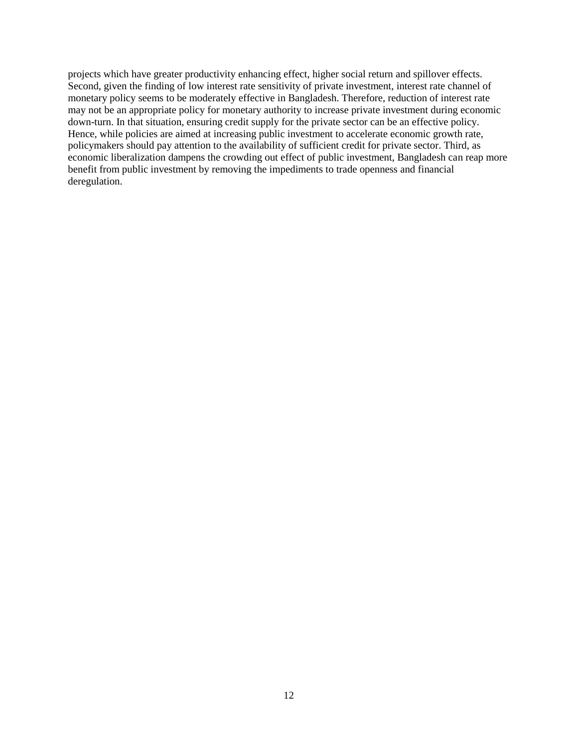projects which have greater productivity enhancing effect, higher social return and spillover effects. Second, given the finding of low interest rate sensitivity of private investment, interest rate channel of monetary policy seems to be moderately effective in Bangladesh. Therefore, reduction of interest rate may not be an appropriate policy for monetary authority to increase private investment during economic down-turn. In that situation, ensuring credit supply for the private sector can be an effective policy. Hence, while policies are aimed at increasing public investment to accelerate economic growth rate, policymakers should pay attention to the availability of sufficient credit for private sector. Third, as economic liberalization dampens the crowding out effect of public investment, Bangladesh can reap more benefit from public investment by removing the impediments to trade openness and financial deregulation.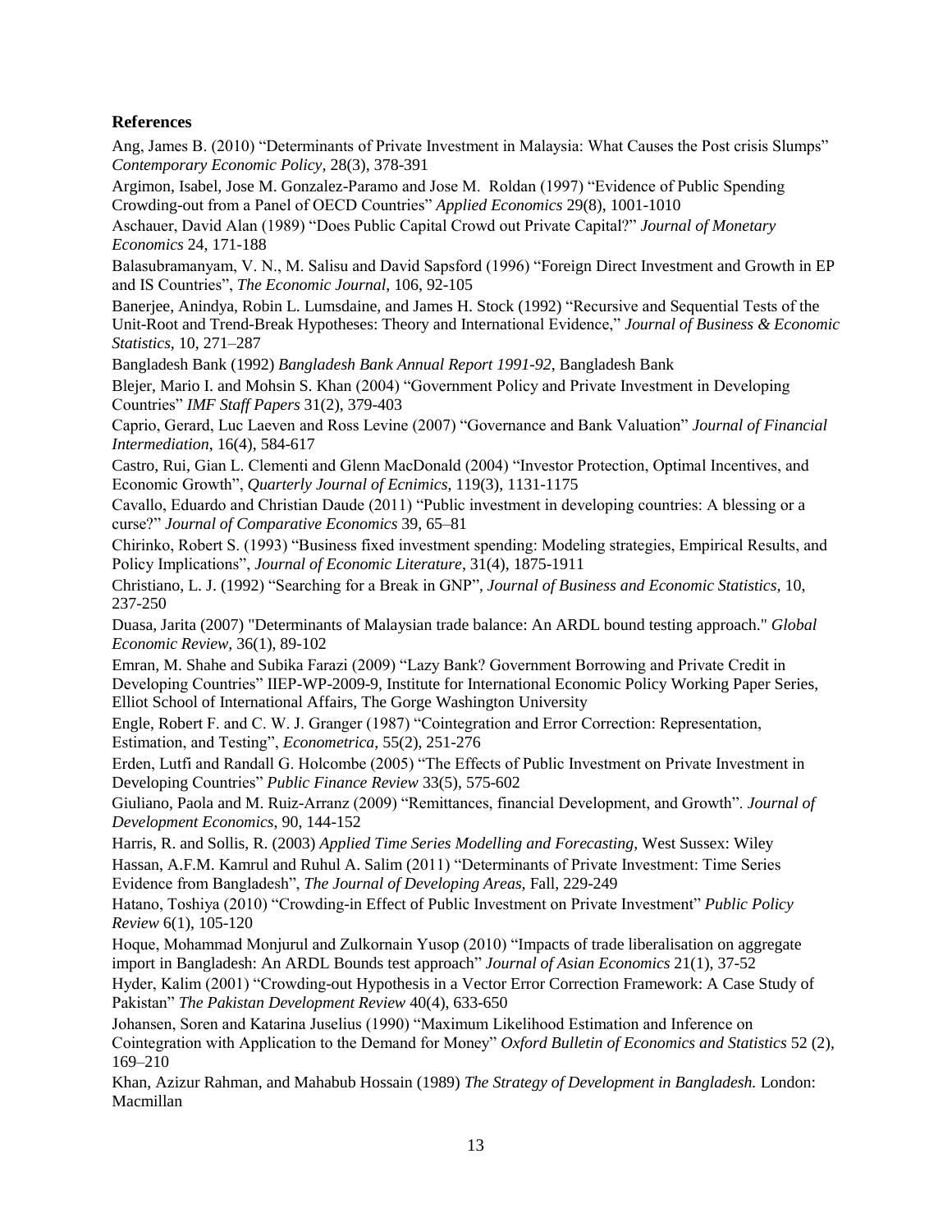## References

Ang, James B. (2010) "Determinants of Private Investment in Malaysia: What Causes the Post crisis Slumps" *Contemporary Economic Policy*, 28(3), 378-391

Argimon, Isabel, Jose M. Gonzalez-Paramo and Jose M. Roldan (1997) "Evidence of Public Spending Crowding-out from a Panel of OECD Countries" *Applied Economics* 29(8), 1001-1010

Aschauer, David Alan (1989) "Does Public Capital Crowd out Private Capital?" *Journal of Monetary Economics* 24, 171-188

Balasubramanyam, V. N., M. Salisu and David Sapsford (1996) "Foreign Direct Investment and Growth in EP and IS Countries", *The Economic Journal*, 106, 92-105

Banerjee, Anindya, Robin L. Lumsdaine, and James H. Stock (1992) "Recursive and Sequential Tests of the Unit-Root and Trend-Break Hypotheses: Theory and International Evidence," *Journal of Business & Economic Statistics*, 10, 271–287

Bangladesh Bank (1992) *Bangladesh Bank Annual Report 1991-92*, Bangladesh Bank

Blejer, Mario I. and Mohsin S. Khan (2004) "Government Policy and Private Investment in Developing Countries" *IMF Staff Papers* 31(2), 379-403

Caprio, Gerard, Luc Laeven and Ross Levine (2007) "Governance and Bank Valuation" *Journal of Financial Intermediation*, 16(4), 584-617

Castro, Rui, Gian L. Clementi and Glenn MacDonald (2004) "Investor Protection, Optimal Incentives, and Economic Growth", *Quarterly Journal of Ecnimics*, 119(3), 1131-1175

Cavallo, Eduardo and Christian Daude (2011) "Public investment in developing countries: A blessing or a curse?" *Journal of Comparative Economics* 39, 65–81

Chirinko, Robert S. (1993) "Business fixed investment spending: Modeling strategies, Empirical Results, and Policy Implications", *Journal of Economic Literature*, 31(4), 1875-1911

Christiano, L. J. (1992) "Searching for a Break in GNP", *Journal of Business and Economic Statistics*, 10, 237-250

Duasa, Jarita (2007) "Determinants of Malaysian trade balance: An ARDL bound testing approach." *Global Economic Review*, 36(1), 89-102

Emran, M. Shahe and Subika Farazi (2009) "Lazy Bank? Government Borrowing and Private Credit in Developing Countries" IIEP-WP-2009-9, Institute for International Economic Policy Working Paper Series, Elliot School of International Affairs, The Gorge Washington University

Engle, Robert F. and C. W. J. Granger (1987) "Cointegration and Error Correction: Representation, Estimation, and Testing", *Econometrica*, 55(2), 251-276

Erden, Lutfi and Randall G. Holcombe (2005) "The Effects of Public Investment on Private Investment in Developing Countries" *Public Finance Review* 33(5), 575-602

Giuliano, Paola and M. Ruiz-Arranz (2009) "Remittances, financial Development, and Growth". *Journal of Development Economics*, 90, 144-152

Harris, R. and Sollis, R. (2003) *Applied Time Series Modelling and Forecasting*, West Sussex: Wiley

Hassan, A.F.M. Kamrul and Ruhul A. Salim (2011) "Determinants of Private Investment: Time Series Evidence from Bangladesh", *The Journal of Developing Areas,* Fall, 229-249

Hatano, Toshiya (2010) "Crowding-in Effect of Public Investment on Private Investment" *Public Policy Review* 6(1), 105-120

Hoque, Mohammad Monjurul and Zulkornain Yusop (2010) "Impacts of trade liberalisation on aggregate import in Bangladesh: An ARDL Bounds test approach" *Journal of Asian Economics* 21(1), 37-52

Hyder, Kalim (2001) "Crowding-out Hypothesis in a Vector Error Correction Framework: A Case Study of Pakistan" *The Pakistan Development Review* 40(4), 633-650

Johansen, Soren and Katarina Juselius (1990) "Maximum Likelihood Estimation and Inference on Cointegration with Application to the Demand for Money" *Oxford Bulletin of Economics and Statistics* 52 (2), 169–210

Khan, Azizur Rahman, and Mahabub Hossain (1989) *The Strategy of Development in Bangladesh.* London: Macmillan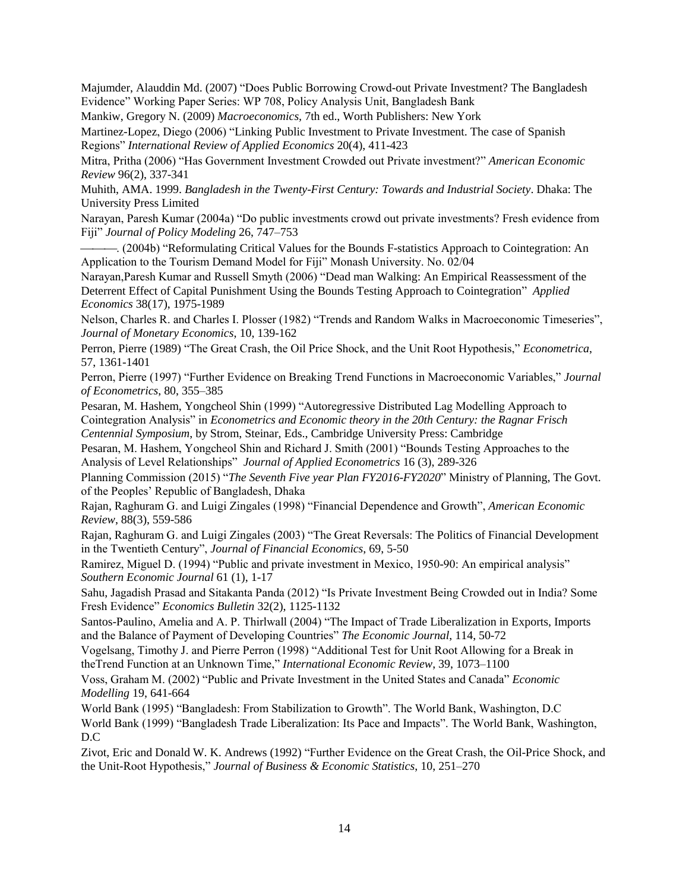Majumder, Alauddin Md. (2007) "Does Public Borrowing Crowd-out Private Investment? The Bangladesh Evidence" Working Paper Series: WP 708, Policy Analysis Unit, Bangladesh Bank

Mankiw, Gregory N. (2009) *Macroeconomics*, 7th ed., Worth Publishers: New York

Martinez-Lopez, Diego (2006) "Linking Public Investment to Private Investment. The case of Spanish Regions" *International Review of Applied Economics* 20(4), 411-423

Mitra, Pritha (2006) "Has Government Investment Crowded out Private investment?" *American Economic Review* 96(2), 337-341

Muhith, AMA. 1999. *Bangladesh in the Twenty-First Century: Towards and Industrial Society*. Dhaka: The University Press Limited

Narayan, Paresh Kumar (2004a) "Do public investments crowd out private investments? Fresh evidence from Fiji" *Journal of Policy Modeling* 26, 747–753

———. (2004b) "Reformulating Critical Values for the Bounds F-statistics Approach to Cointegration: An Application to the Tourism Demand Model for Fiji" Monash University. No. 02/04

Narayan,Paresh Kumar and Russell Smyth (2006) "Dead man Walking: An Empirical Reassessment of the Deterrent Effect of Capital Punishment Using the Bounds Testing Approach to Cointegration" *Applied Economics* 38(17), 1975-1989

Nelson, Charles R. and Charles I. Plosser (1982) "Trends and Random Walks in Macroeconomic Timeseries", *Journal of Monetary Economics*, 10, 139-162

Perron, Pierre (1989) "The Great Crash, the Oil Price Shock, and the Unit Root Hypothesis," *Econometrica*, 57, 1361-1401

Perron, Pierre (1997) "Further Evidence on Breaking Trend Functions in Macroeconomic Variables," *Journal of Econometrics*, 80, 355–385

Pesaran, M. Hashem, Yongcheol Shin (1999) "Autoregressive Distributed Lag Modelling Approach to Cointegration Analysis" in *Econometrics and Economic theory in the 20th Century: the Ragnar Frisch Centennial Symposium*, by Strom, Steinar, Eds., Cambridge University Press: Cambridge

Pesaran, M. Hashem, Yongcheol Shin and Richard J. Smith (2001) "Bounds Testing Approaches to the Analysis of Level Relationships" *Journal of Applied Econometrics* 16 (3), 289-326

Planning Commission (2015) "*The Seventh Five year Plan FY2016-FY2020*" Ministry of Planning, The Govt. of the Peoples' Republic of Bangladesh, Dhaka

Rajan, Raghuram G. and Luigi Zingales (1998) "Financial Dependence and Growth", *American Economic Review*, 88(3), 559-586

Rajan, Raghuram G. and Luigi Zingales (2003) "The Great Reversals: The Politics of Financial Development in the Twentieth Century", *Journal of Financial Economics*, 69, 5-50

Ramirez, Miguel D. (1994) "Public and private investment in Mexico, 1950-90: An empirical analysis" *Southern Economic Journal* 61 (1), 1-17

Sahu, Jagadish Prasad and Sitakanta Panda (2012) "Is Private Investment Being Crowded out in India? Some Fresh Evidence" *Economics Bulletin* 32(2), 1125-1132

Santos-Paulino, Amelia and A. P. Thirlwall (2004) "The Impact of Trade Liberalization in Exports, Imports and the Balance of Payment of Developing Countries" *The Economic Journal*, 114, 50-72

Vogelsang, Timothy J. and Pierre Perron (1998) "Additional Test for Unit Root Allowing for a Break in theTrend Function at an Unknown Time," *International Economic Review*, 39, 1073–1100

Voss, Graham M. (2002) "Public and Private Investment in the United States and Canada" *Economic Modelling* 19, 641-664

World Bank (1995) "Bangladesh: From Stabilization to Growth". The World Bank, Washington, D.C

World Bank (1999) "Bangladesh Trade Liberalization: Its Pace and Impacts". The World Bank, Washington, D.C

Zivot, Eric and Donald W. K. Andrews (1992) "Further Evidence on the Great Crash, the Oil-Price Shock, and the Unit-Root Hypothesis," *Journal of Business & Economic Statistics*, 10, 251–270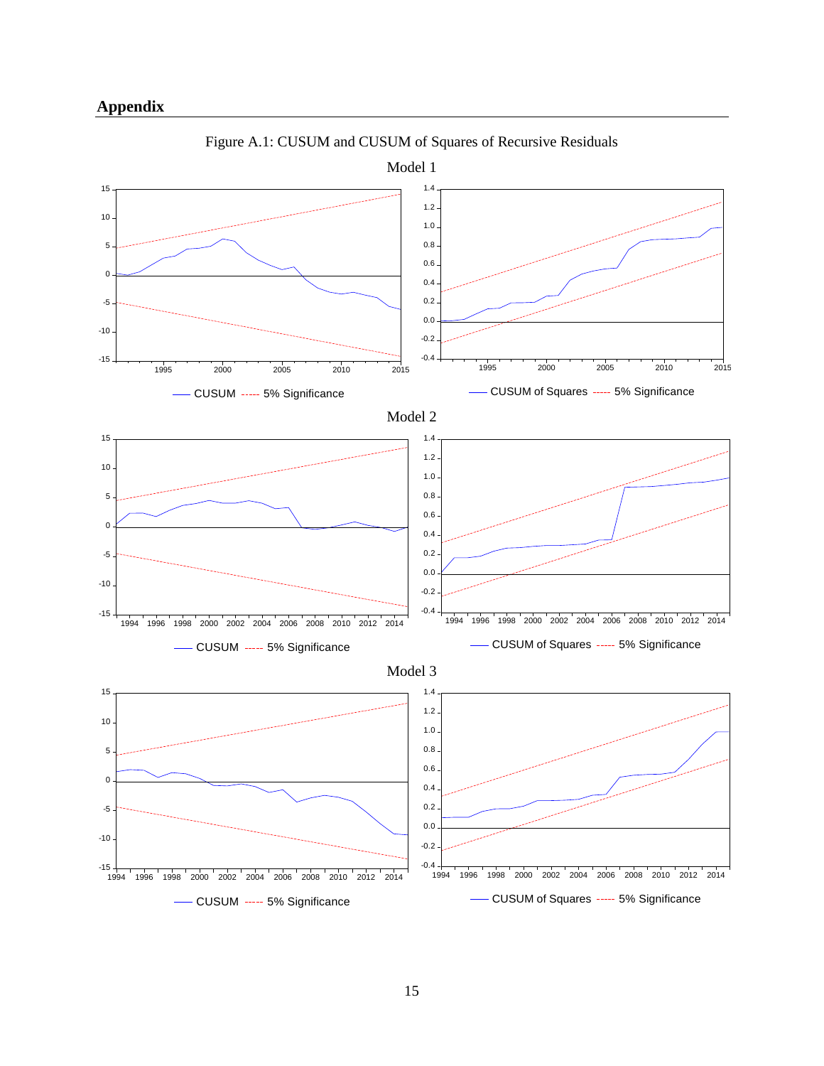## Appendix

Figure A.1: CUSUM and CUSUM of Squares of Recursive Residuals

Model 1

15
10
5
0
-5
-10
-15
1995 2000 2005 2010 2015

CUSUM ----- 5% Significance

1.4
1.2
1.0
0.8
0.6
0.4
0.2
0.0
-0.2
-0.4
1995 2000 2005 2010 2015

CUSUM of Squares ----- 5% Significance

Model 2

15
10
5
0
-5
-10
-15
1994 1996 1998 2000 2002 2004 2006 2008 2010 2012 2014

CUSUM ----- 5% Significance

1.4
1.2
1.0
0.8
0.6
0.4
0.2
0.0
-0.2
-0.4
1994 1996 1998 2000 2002 2004 2006 2008 2010 2012 2014

CUSUM of Squares ----- 5% Significance

Model 3

15
10
5
0
-5
-10
-15
1994 1996 1998 2000 2002 2004 2006 2008 2010 2012 2014

CUSUM ----- 5% Significance

1.4
1.2
1.0
0.8
0.6
0.4
0.2
0.0
-0.2
-0.4
1994 1996 1998 2000 2002 2004 2006 2008 2010 2012 2014

CUSUM of Squares ----- 5% Significance